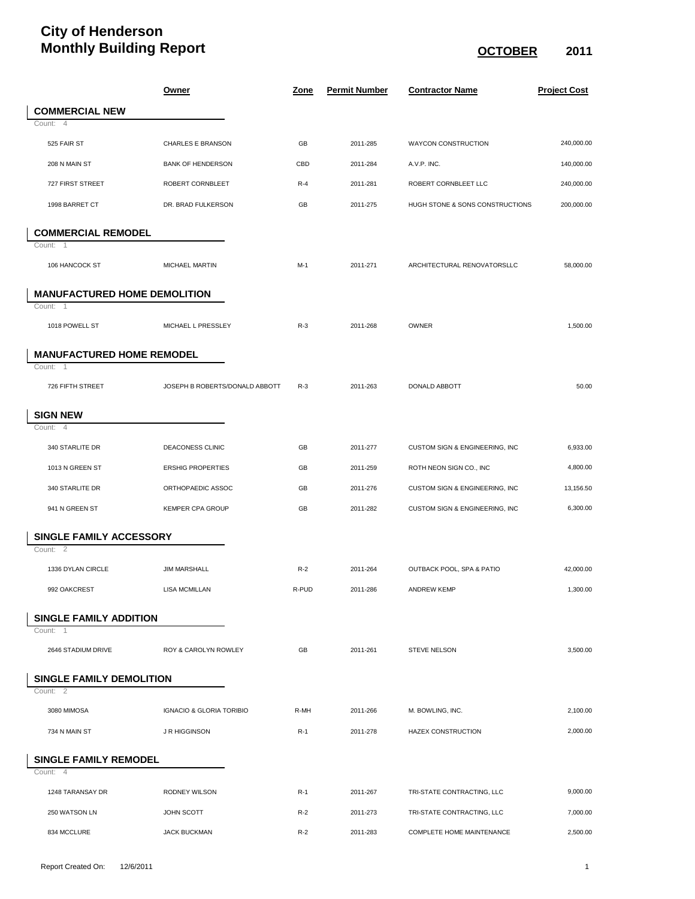# City of Henderson
# Monthly Building Report

**OCTOBER 2011**

| | Owner | Zone | Permit Number | Contractor Name | Project Cost |
|---|---|---|---|---|---|
| **COMMERCIAL NEW** | | | | | |
| Count: 4 | | | | | |
| 525 FAIR ST | CHARLES E BRANSON | GB | 2011-285 | WAYCON CONSTRUCTION | 240,000.00 |
| 208 N MAIN ST | BANK OF HENDERSON | CBD | 2011-284 | A.V.P. INC. | 140,000.00 |
| 727 FIRST STREET | ROBERT CORNBLEET | R-4 | 2011-281 | ROBERT CORNBLEET LLC | 240,000.00 |
| 1998 BARRET CT | DR. BRAD FULKERSON | GB | 2011-275 | HUGH STONE & SONS CONSTRUCTIONS | 200,000.00 |
| **COMMERCIAL REMODEL** | | | | | |
| Count: 1 | | | | | |
| 106 HANCOCK ST | MICHAEL MARTIN | M-1 | 2011-271 | ARCHITECTURAL RENOVATORSLLC | 58,000.00 |
| **MANUFACTURED HOME DEMOLITION** | | | | | |
| Count: 1 | | | | | |
| 1018 POWELL ST | MICHAEL L PRESSLEY | R-3 | 2011-268 | OWNER | 1,500.00 |
| **MANUFACTURED HOME REMODEL** | | | | | |
| Count: 1 | | | | | |
| 726 FIFTH STREET | JOSEPH B ROBERTS/DONALD ABBOTT | R-3 | 2011-263 | DONALD ABBOTT | 50.00 |
| **SIGN NEW** | | | | | |
| Count: 4 | | | | | |
| 340 STARLITE DR | DEACONESS CLINIC | GB | 2011-277 | CUSTOM SIGN & ENGINEERING, INC | 6,933.00 |
| 1013 N GREEN ST | ERSHIG PROPERTIES | GB | 2011-259 | ROTH NEON SIGN CO., INC | 4,800.00 |
| 340 STARLITE DR | ORTHOPAEDIC ASSOC | GB | 2011-276 | CUSTOM SIGN & ENGINEERING, INC | 13,156.50 |
| 941 N GREEN ST | KEMPER CPA GROUP | GB | 2011-282 | CUSTOM SIGN & ENGINEERING, INC | 6,300.00 |
| **SINGLE FAMILY ACCESSORY** | | | | | |
| Count: 2 | | | | | |
| 1336 DYLAN CIRCLE | JIM MARSHALL | R-2 | 2011-264 | OUTBACK POOL, SPA & PATIO | 42,000.00 |
| 992 OAKCREST | LISA MCMILLAN | R-PUD | 2011-286 | ANDREW KEMP | 1,300.00 |
| **SINGLE FAMILY ADDITION** | | | | | |
| Count: 1 | | | | | |
| 2646 STADIUM DRIVE | ROY & CAROLYN ROWLEY | GB | 2011-261 | STEVE NELSON | 3,500.00 |
| **SINGLE FAMILY DEMOLITION** | | | | | |
| Count: 2 | | | | | |
| 3080 MIMOSA | IGNACIO & GLORIA TORIBIO | R-MH | 2011-266 | M. BOWLING, INC. | 2,100.00 |
| 734 N MAIN ST | J R HIGGINSON | R-1 | 2011-278 | HAZEX CONSTRUCTION | 2,000.00 |
| **SINGLE FAMILY REMODEL** | | | | | |
| Count: 4 | | | | | |
| 1248 TARANSAY DR | RODNEY WILSON | R-1 | 2011-267 | TRI-STATE CONTRACTING, LLC | 9,000.00 |
| 250 WATSON LN | JOHN SCOTT | R-2 | 2011-273 | TRI-STATE CONTRACTING, LLC | 7,000.00 |
| 834 MCCLURE | JACK BUCKMAN | R-2 | 2011-283 | COMPLETE HOME MAINTENANCE | 2,500.00 |

Report Created On: 12/6/2011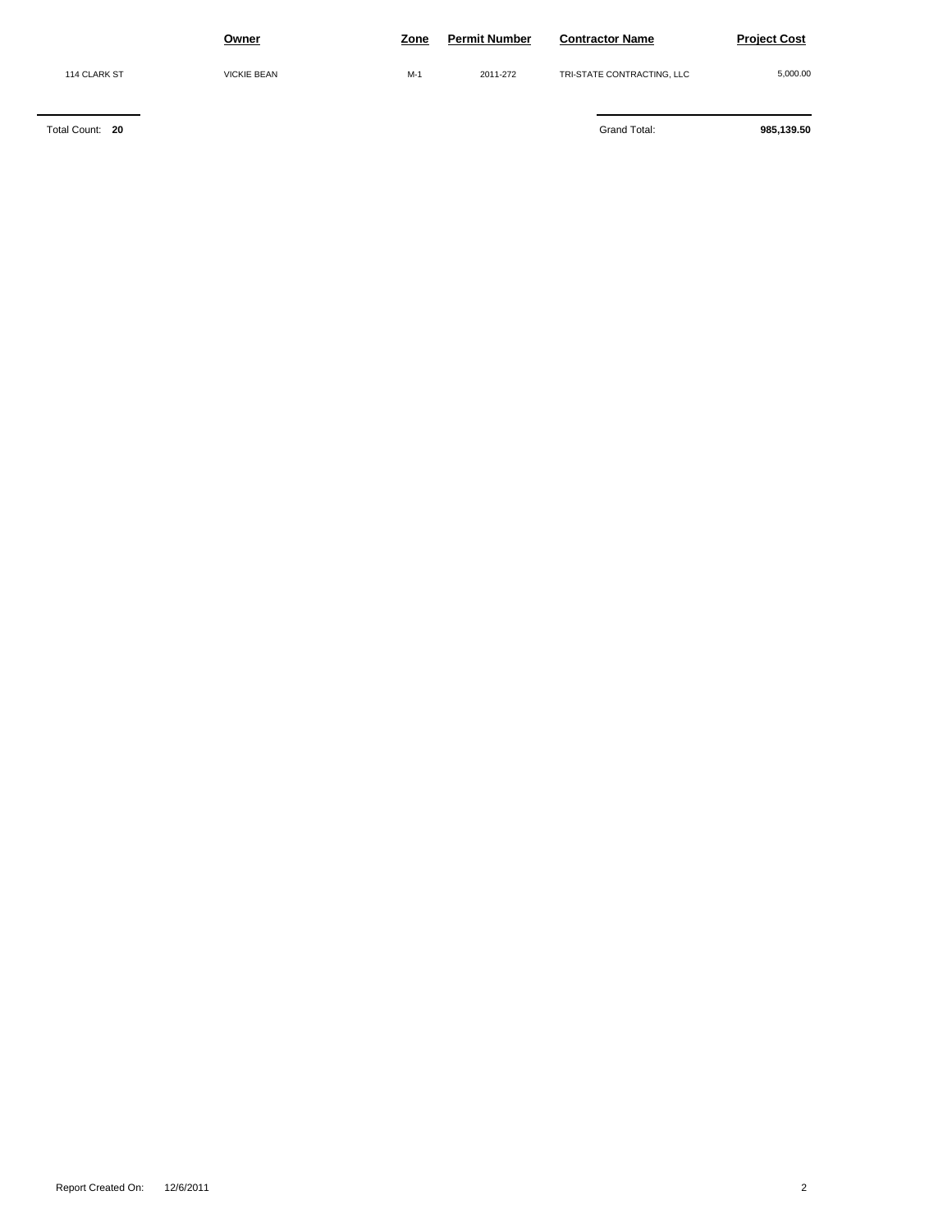| | Owner | Zone | Permit Number | Contractor Name | Project Cost |
|---|---|---|---|---|---|
| 114 CLARK ST | VICKIE BEAN | M-1 | 2011-272 | TRI-STATE CONTRACTING, LLC | 5,000.00 |

Total Count: **20**

Grand Total: **985,139.50**

Report Created On: 12/6/2011